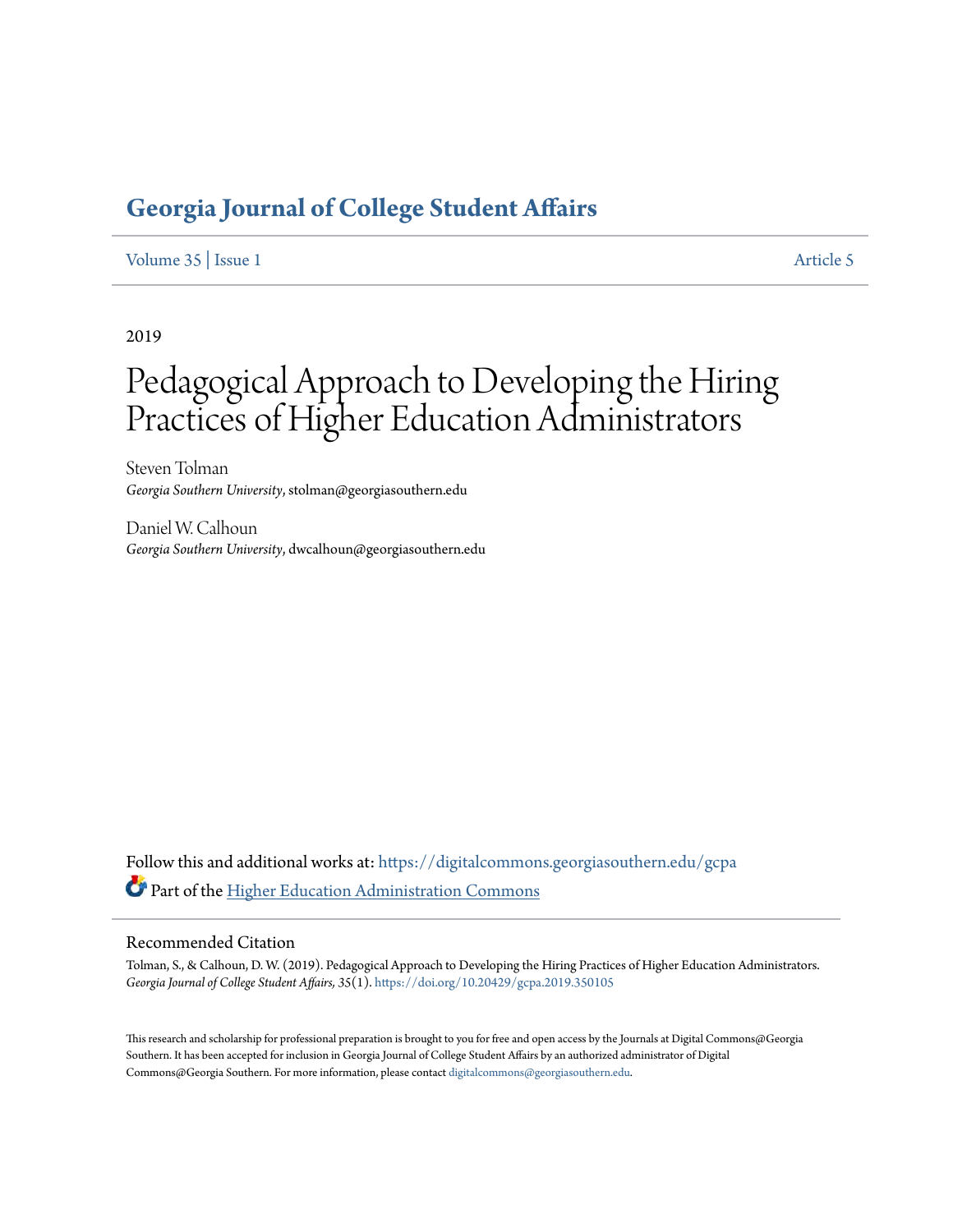# Georgia Journal of College Student Affairs

Volume 35 | Issue 1 Article 5

2019

# Pedagogical Approach to Developing the Hiring Practices of Higher Education Administrators

Steven Tolman
*Georgia Southern University*, stolman@georgiasouthern.edu

Daniel W. Calhoun
*Georgia Southern University*, dwcalhoun@georgiasouthern.edu

Follow this and additional works at: https://digitalcommons.georgiasouthern.edu/gcpa

Part of the Higher Education Administration Commons

## Recommended Citation

Tolman, S., & Calhoun, D. W. (2019). Pedagogical Approach to Developing the Hiring Practices of Higher Education Administrators. *Georgia Journal of College Student Affairs, 35*(1). https://doi.org/10.20429/gcpa.2019.350105

This research and scholarship for professional preparation is brought to you for free and open access by the Journals at Digital Commons@Georgia Southern. It has been accepted for inclusion in Georgia Journal of College Student Affairs by an authorized administrator of Digital Commons@Georgia Southern. For more information, please contact digitalcommons@georgiasouthern.edu.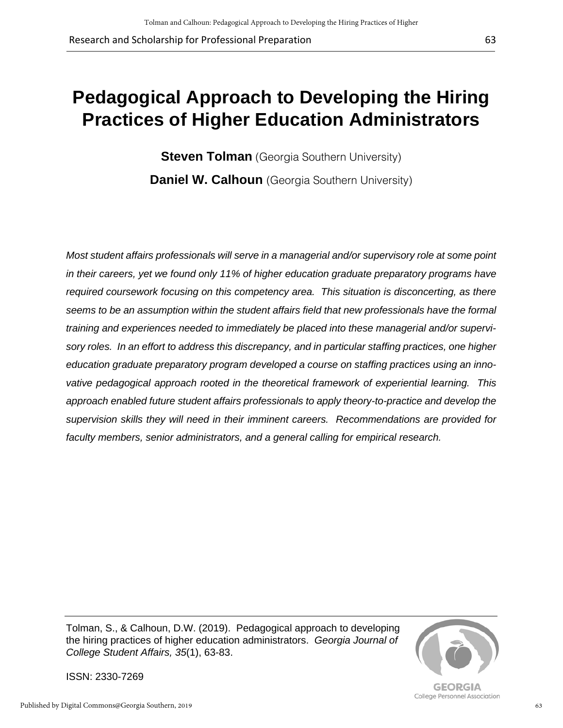# Pedagogical Approach to Developing the Hiring Practices of Higher Education Administrators

**Steven Tolman** (Georgia Southern University)

**Daniel W. Calhoun** (Georgia Southern University)

*Most student affairs professionals will serve in a managerial and/or supervisory role at some point in their careers, yet we found only 11% of higher education graduate preparatory programs have required coursework focusing on this competency area. This situation is disconcerting, as there seems to be an assumption within the student affairs field that new professionals have the formal training and experiences needed to immediately be placed into these managerial and/or supervisory roles. In an effort to address this discrepancy, and in particular staffing practices, one higher education graduate preparatory program developed a course on staffing practices using an innovative pedagogical approach rooted in the theoretical framework of experiential learning. This approach enabled future student affairs professionals to apply theory-to-practice and develop the supervision skills they will need in their imminent careers. Recommendations are provided for faculty members, senior administrators, and a general calling for empirical research.*

Tolman, S., & Calhoun, D.W. (2019). Pedagogical approach to developing the hiring practices of higher education administrators. *Georgia Journal of College Student Affairs, 35*(1), 63-83.

ISSN: 2330-7269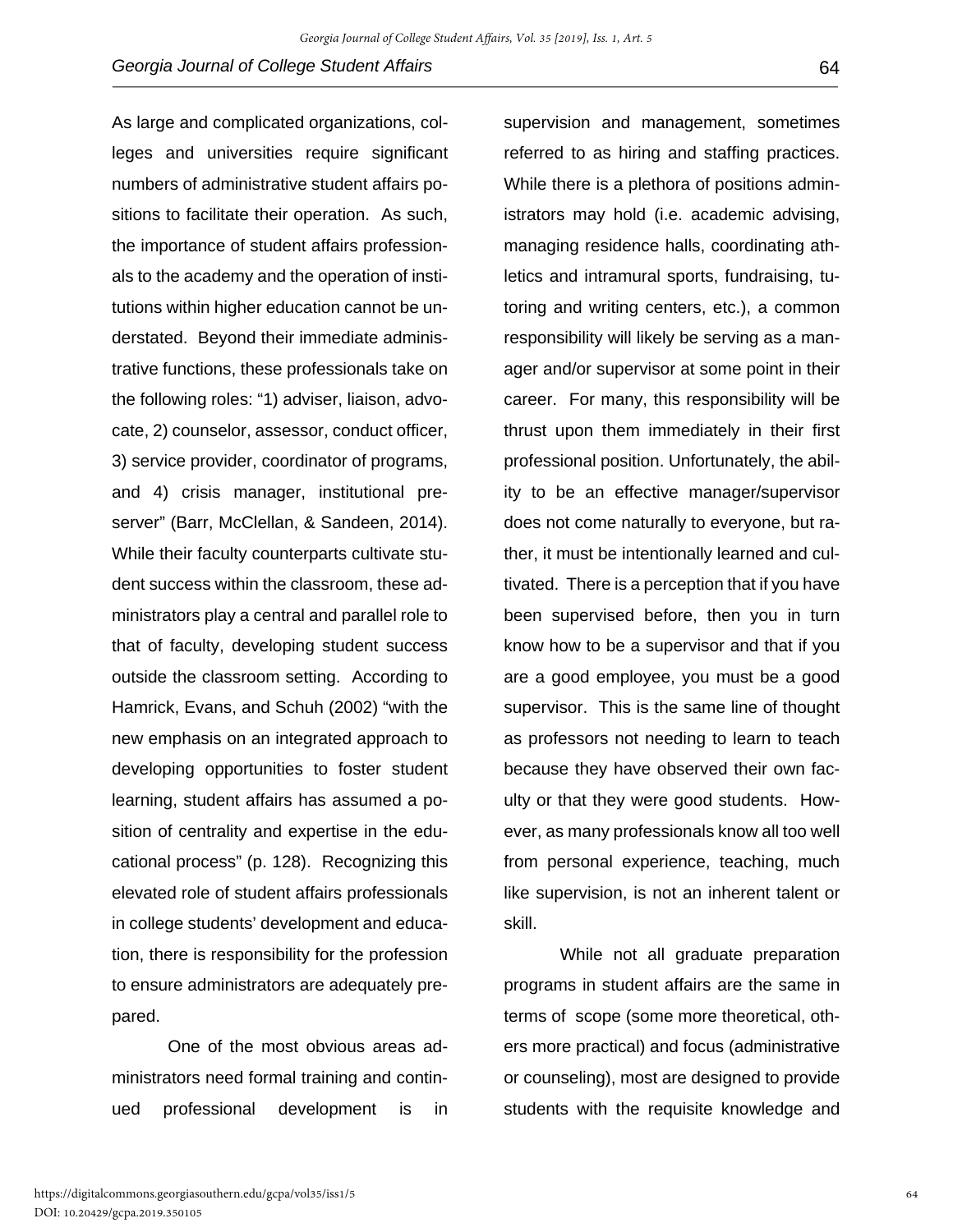As large and complicated organizations, colleges and universities require significant numbers of administrative student affairs positions to facilitate their operation. As such, the importance of student affairs professionals to the academy and the operation of institutions within higher education cannot be understated. Beyond their immediate administrative functions, these professionals take on the following roles: "1) adviser, liaison, advocate, 2) counselor, assessor, conduct officer, 3) service provider, coordinator of programs, and 4) crisis manager, institutional preserver" (Barr, McClellan, & Sandeen, 2014). While their faculty counterparts cultivate student success within the classroom, these administrators play a central and parallel role to that of faculty, developing student success outside the classroom setting. According to Hamrick, Evans, and Schuh (2002) "with the new emphasis on an integrated approach to developing opportunities to foster student learning, student affairs has assumed a position of centrality and expertise in the educational process" (p. 128). Recognizing this elevated role of student affairs professionals in college students' development and education, there is responsibility for the profession to ensure administrators are adequately prepared.

One of the most obvious areas administrators need formal training and continued professional development is in supervision and management, sometimes referred to as hiring and staffing practices. While there is a plethora of positions administrators may hold (i.e. academic advising, managing residence halls, coordinating athletics and intramural sports, fundraising, tutoring and writing centers, etc.), a common responsibility will likely be serving as a manager and/or supervisor at some point in their career. For many, this responsibility will be thrust upon them immediately in their first professional position. Unfortunately, the ability to be an effective manager/supervisor does not come naturally to everyone, but rather, it must be intentionally learned and cultivated. There is a perception that if you have been supervised before, then you in turn know how to be a supervisor and that if you are a good employee, you must be a good supervisor. This is the same line of thought as professors not needing to learn to teach because they have observed their own faculty or that they were good students. However, as many professionals know all too well from personal experience, teaching, much like supervision, is not an inherent talent or skill.

While not all graduate preparation programs in student affairs are the same in terms of scope (some more theoretical, others more practical) and focus (administrative or counseling), most are designed to provide students with the requisite knowledge and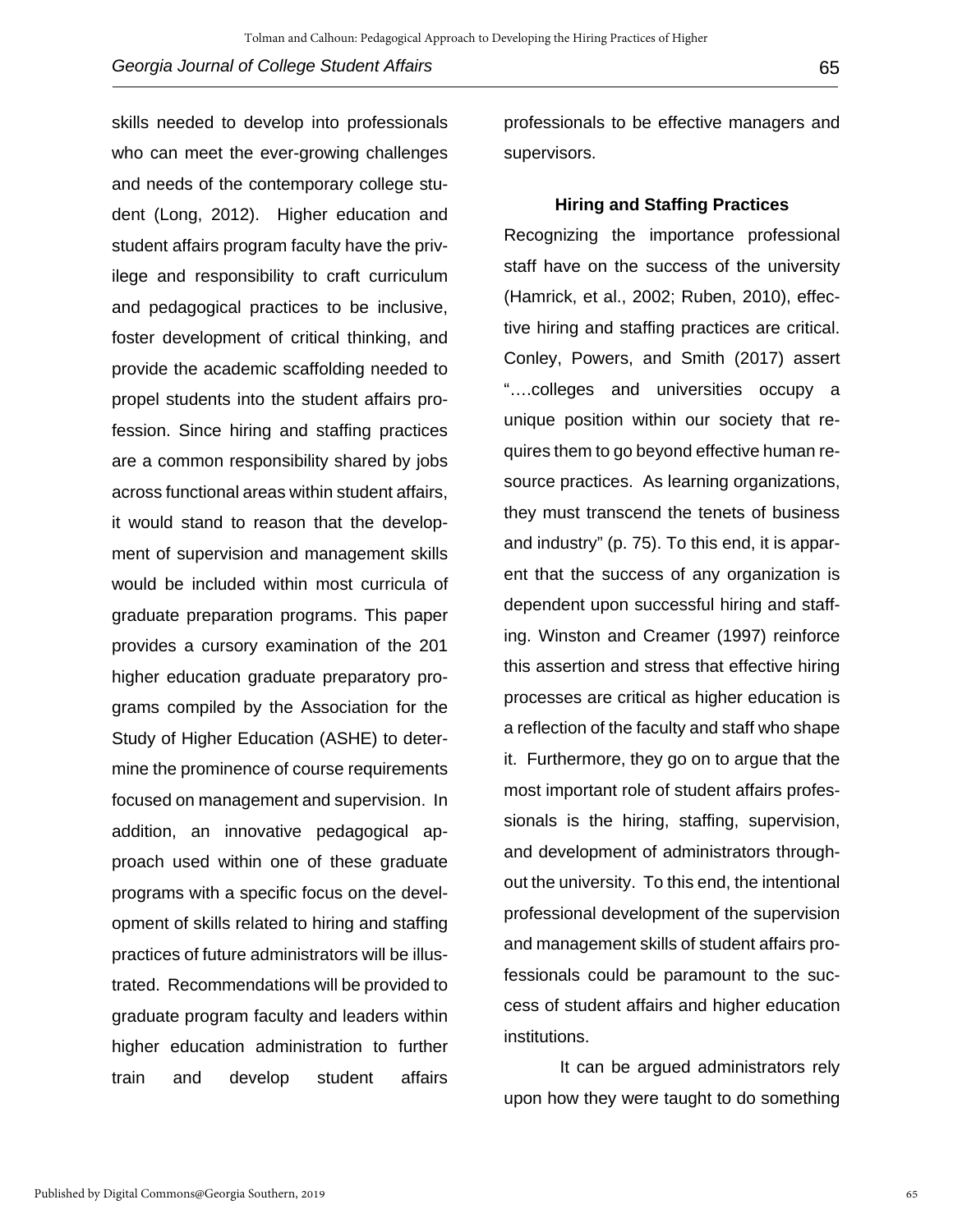skills needed to develop into professionals who can meet the ever-growing challenges and needs of the contemporary college student (Long, 2012). Higher education and student affairs program faculty have the privilege and responsibility to craft curriculum and pedagogical practices to be inclusive, foster development of critical thinking, and provide the academic scaffolding needed to propel students into the student affairs profession. Since hiring and staffing practices are a common responsibility shared by jobs across functional areas within student affairs, it would stand to reason that the development of supervision and management skills would be included within most curricula of graduate preparation programs. This paper provides a cursory examination of the 201 higher education graduate preparatory programs compiled by the Association for the Study of Higher Education (ASHE) to determine the prominence of course requirements focused on management and supervision. In addition, an innovative pedagogical approach used within one of these graduate programs with a specific focus on the development of skills related to hiring and staffing practices of future administrators will be illustrated. Recommendations will be provided to graduate program faculty and leaders within higher education administration to further train and develop student affairs professionals to be effective managers and supervisors.

## Hiring and Staffing Practices

Recognizing the importance professional staff have on the success of the university (Hamrick, et al., 2002; Ruben, 2010), effective hiring and staffing practices are critical. Conley, Powers, and Smith (2017) assert "….colleges and universities occupy a unique position within our society that requires them to go beyond effective human resource practices. As learning organizations, they must transcend the tenets of business and industry" (p. 75). To this end, it is apparent that the success of any organization is dependent upon successful hiring and staffing. Winston and Creamer (1997) reinforce this assertion and stress that effective hiring processes are critical as higher education is a reflection of the faculty and staff who shape it. Furthermore, they go on to argue that the most important role of student affairs professionals is the hiring, staffing, supervision, and development of administrators throughout the university. To this end, the intentional professional development of the supervision and management skills of student affairs professionals could be paramount to the success of student affairs and higher education institutions.

It can be argued administrators rely upon how they were taught to do something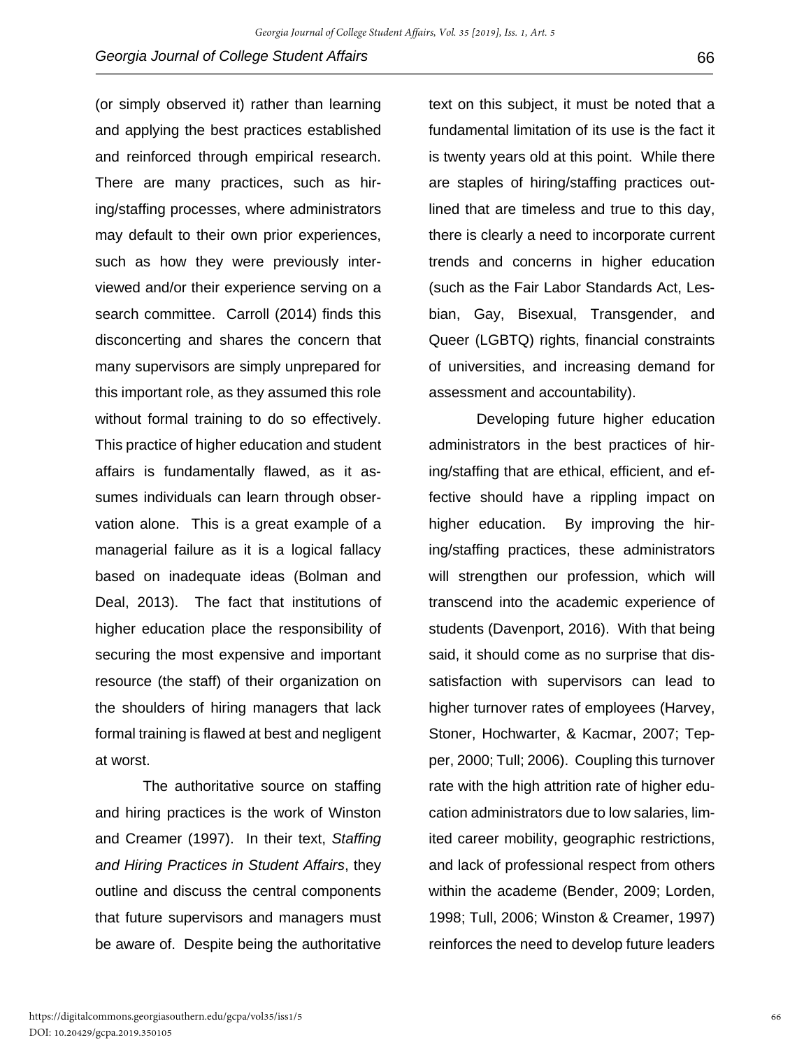(or simply observed it) rather than learning and applying the best practices established and reinforced through empirical research. There are many practices, such as hiring/staffing processes, where administrators may default to their own prior experiences, such as how they were previously interviewed and/or their experience serving on a search committee. Carroll (2014) finds this disconcerting and shares the concern that many supervisors are simply unprepared for this important role, as they assumed this role without formal training to do so effectively. This practice of higher education and student affairs is fundamentally flawed, as it assumes individuals can learn through observation alone. This is a great example of a managerial failure as it is a logical fallacy based on inadequate ideas (Bolman and Deal, 2013). The fact that institutions of higher education place the responsibility of securing the most expensive and important resource (the staff) of their organization on the shoulders of hiring managers that lack formal training is flawed at best and negligent at worst.

The authoritative source on staffing and hiring practices is the work of Winston and Creamer (1997). In their text, *Staffing and Hiring Practices in Student Affairs*, they outline and discuss the central components that future supervisors and managers must be aware of. Despite being the authoritative text on this subject, it must be noted that a fundamental limitation of its use is the fact it is twenty years old at this point. While there are staples of hiring/staffing practices outlined that are timeless and true to this day, there is clearly a need to incorporate current trends and concerns in higher education (such as the Fair Labor Standards Act, Lesbian, Gay, Bisexual, Transgender, and Queer (LGBTQ) rights, financial constraints of universities, and increasing demand for assessment and accountability).

Developing future higher education administrators in the best practices of hiring/staffing that are ethical, efficient, and effective should have a rippling impact on higher education. By improving the hiring/staffing practices, these administrators will strengthen our profession, which will transcend into the academic experience of students (Davenport, 2016). With that being said, it should come as no surprise that dissatisfaction with supervisors can lead to higher turnover rates of employees (Harvey, Stoner, Hochwarter, & Kacmar, 2007; Tepper, 2000; Tull; 2006). Coupling this turnover rate with the high attrition rate of higher education administrators due to low salaries, limited career mobility, geographic restrictions, and lack of professional respect from others within the academe (Bender, 2009; Lorden, 1998; Tull, 2006; Winston & Creamer, 1997) reinforces the need to develop future leaders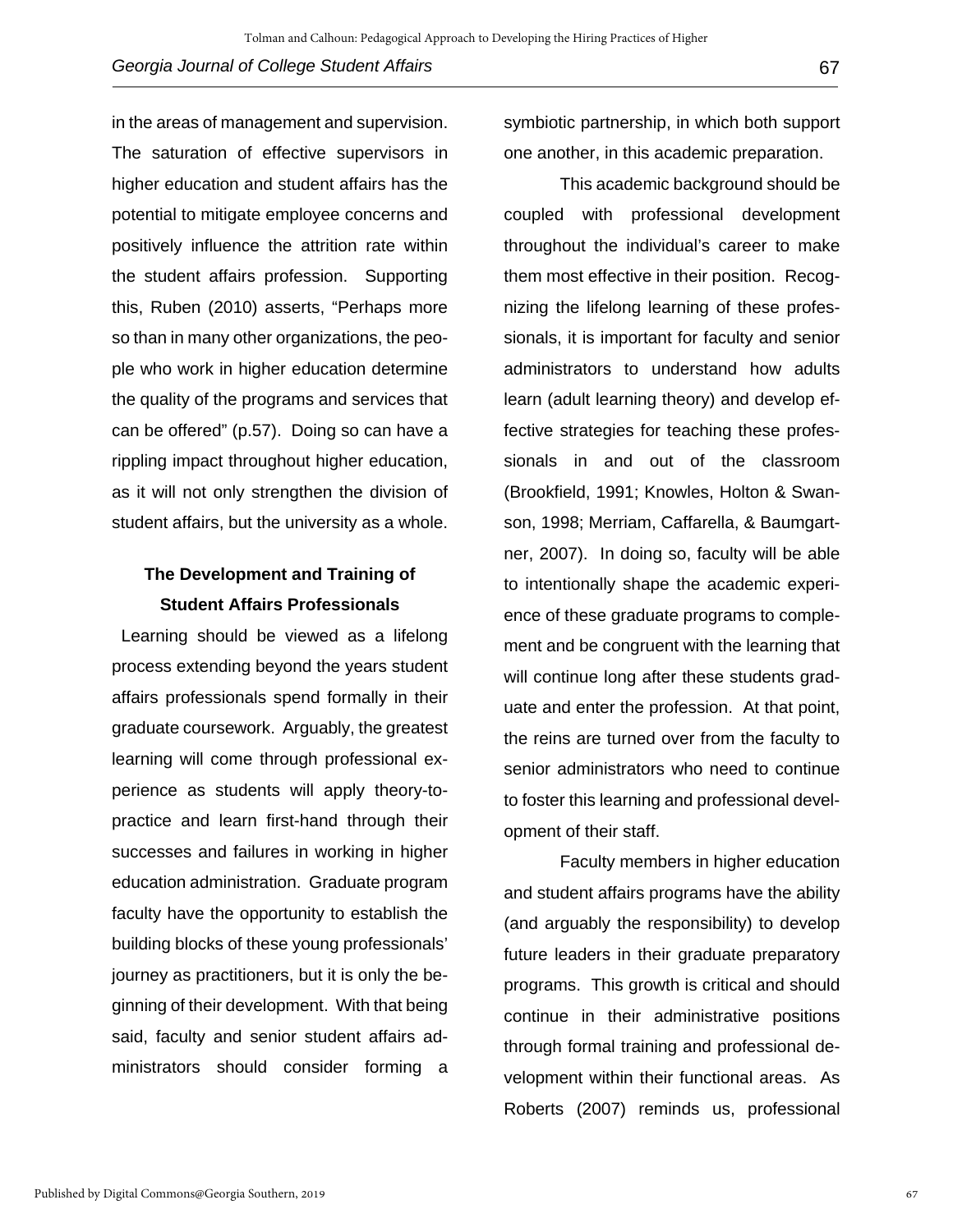in the areas of management and supervision. The saturation of effective supervisors in higher education and student affairs has the potential to mitigate employee concerns and positively influence the attrition rate within the student affairs profession. Supporting this, Ruben (2010) asserts, "Perhaps more so than in many other organizations, the people who work in higher education determine the quality of the programs and services that can be offered" (p.57). Doing so can have a rippling impact throughout higher education, as it will not only strengthen the division of student affairs, but the university as a whole.

## The Development and Training of Student Affairs Professionals

Learning should be viewed as a lifelong process extending beyond the years student affairs professionals spend formally in their graduate coursework. Arguably, the greatest learning will come through professional experience as students will apply theory-to-practice and learn first-hand through their successes and failures in working in higher education administration. Graduate program faculty have the opportunity to establish the building blocks of these young professionals' journey as practitioners, but it is only the beginning of their development. With that being said, faculty and senior student affairs administrators should consider forming a symbiotic partnership, in which both support one another, in this academic preparation.

This academic background should be coupled with professional development throughout the individual's career to make them most effective in their position. Recognizing the lifelong learning of these professionals, it is important for faculty and senior administrators to understand how adults learn (adult learning theory) and develop effective strategies for teaching these professionals in and out of the classroom (Brookfield, 1991; Knowles, Holton & Swanson, 1998; Merriam, Caffarella, & Baumgartner, 2007). In doing so, faculty will be able to intentionally shape the academic experience of these graduate programs to complement and be congruent with the learning that will continue long after these students graduate and enter the profession. At that point, the reins are turned over from the faculty to senior administrators who need to continue to foster this learning and professional development of their staff.

Faculty members in higher education and student affairs programs have the ability (and arguably the responsibility) to develop future leaders in their graduate preparatory programs. This growth is critical and should continue in their administrative positions through formal training and professional development within their functional areas. As Roberts (2007) reminds us, professional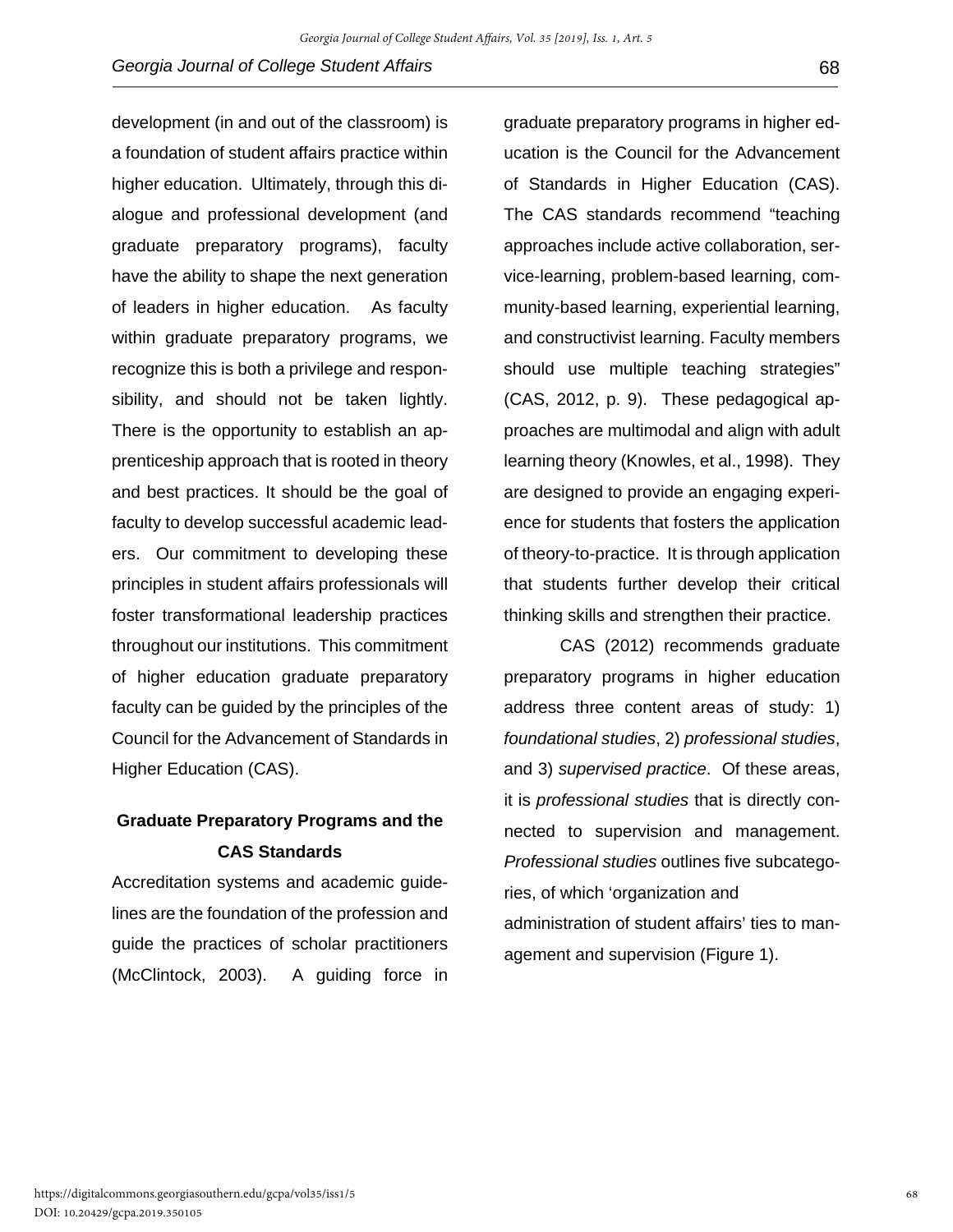development (in and out of the classroom) is a foundation of student affairs practice within higher education. Ultimately, through this dialogue and professional development (and graduate preparatory programs), faculty have the ability to shape the next generation of leaders in higher education. As faculty within graduate preparatory programs, we recognize this is both a privilege and responsibility, and should not be taken lightly. There is the opportunity to establish an apprenticeship approach that is rooted in theory and best practices. It should be the goal of faculty to develop successful academic leaders. Our commitment to developing these principles in student affairs professionals will foster transformational leadership practices throughout our institutions. This commitment of higher education graduate preparatory faculty can be guided by the principles of the Council for the Advancement of Standards in Higher Education (CAS).

## Graduate Preparatory Programs and the CAS Standards

Accreditation systems and academic guidelines are the foundation of the profession and guide the practices of scholar practitioners (McClintock, 2003). A guiding force in graduate preparatory programs in higher education is the Council for the Advancement of Standards in Higher Education (CAS). The CAS standards recommend "teaching approaches include active collaboration, service-learning, problem-based learning, community-based learning, experiential learning, and constructivist learning. Faculty members should use multiple teaching strategies" (CAS, 2012, p. 9). These pedagogical approaches are multimodal and align with adult learning theory (Knowles, et al., 1998). They are designed to provide an engaging experience for students that fosters the application of theory-to-practice. It is through application that students further develop their critical thinking skills and strengthen their practice.

CAS (2012) recommends graduate preparatory programs in higher education address three content areas of study: 1) *foundational studies*, 2) *professional studies*, and 3) *supervised practice*. Of these areas, it is *professional studies* that is directly connected to supervision and management. *Professional studies* outlines five subcategories, of which 'organization and administration of student affairs' ties to management and supervision (Figure 1).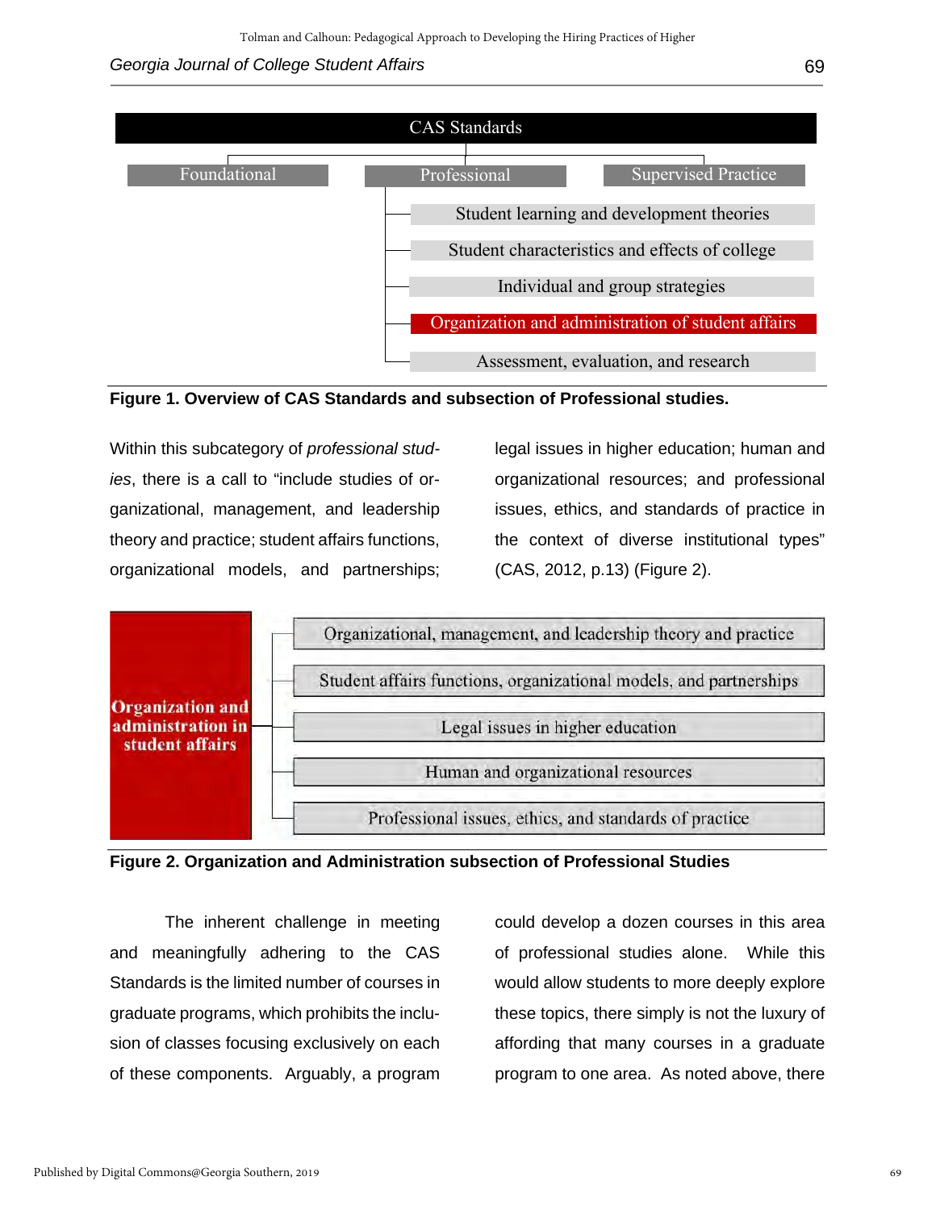CAS Standards

- Foundational
- Professional
  - Student learning and development theories
  - Student characteristics and effects of college
  - Individual and group strategies
  - Organization and administration of student affairs
  - Assessment, evaluation, and research
- Supervised Practice

**Figure 1. Overview of CAS Standards and subsection of Professional studies.**

Within this subcategory of *professional studies*, there is a call to "include studies of organizational, management, and leadership theory and practice; student affairs functions, organizational models, and partnerships; legal issues in higher education; human and organizational resources; and professional issues, ethics, and standards of practice in the context of diverse institutional types" (CAS, 2012, p.13) (Figure 2).

Organization and administration in student affairs

- Organizational, management, and leadership theory and practice
- Student affairs functions, organizational models, and partnerships
- Legal issues in higher education
- Human and organizational resources
- Professional issues, ethics, and standards of practice

**Figure 2. Organization and Administration subsection of Professional Studies**

The inherent challenge in meeting and meaningfully adhering to the CAS Standards is the limited number of courses in graduate programs, which prohibits the inclusion of classes focusing exclusively on each of these components. Arguably, a program could develop a dozen courses in this area of professional studies alone. While this would allow students to more deeply explore these topics, there simply is not the luxury of affording that many courses in a graduate program to one area. As noted above, there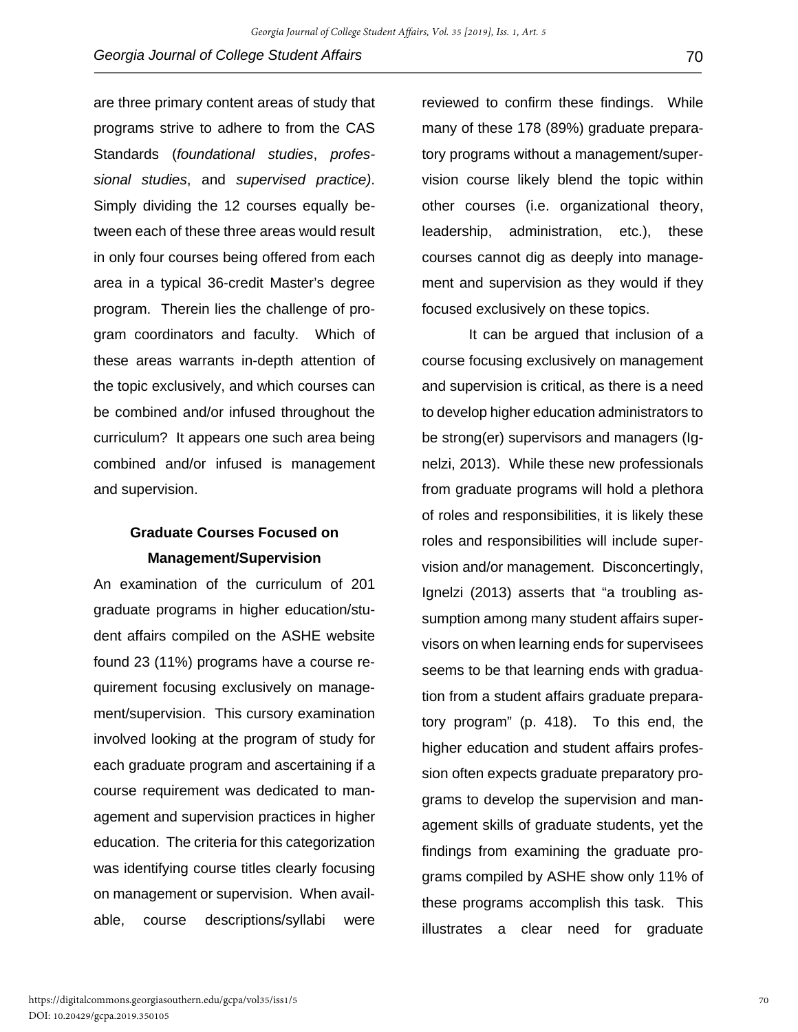are three primary content areas of study that programs strive to adhere to from the CAS Standards (*foundational studies*, *professional studies*, and *supervised practice)*. Simply dividing the 12 courses equally between each of these three areas would result in only four courses being offered from each area in a typical 36-credit Master's degree program. Therein lies the challenge of program coordinators and faculty. Which of these areas warrants in-depth attention of the topic exclusively, and which courses can be combined and/or infused throughout the curriculum? It appears one such area being combined and/or infused is management and supervision.

## Graduate Courses Focused on Management/Supervision

An examination of the curriculum of 201 graduate programs in higher education/student affairs compiled on the ASHE website found 23 (11%) programs have a course requirement focusing exclusively on management/supervision. This cursory examination involved looking at the program of study for each graduate program and ascertaining if a course requirement was dedicated to management and supervision practices in higher education. The criteria for this categorization was identifying course titles clearly focusing on management or supervision. When available, course descriptions/syllabi were reviewed to confirm these findings. While many of these 178 (89%) graduate preparatory programs without a management/supervision course likely blend the topic within other courses (i.e. organizational theory, leadership, administration, etc.), these courses cannot dig as deeply into management and supervision as they would if they focused exclusively on these topics.

It can be argued that inclusion of a course focusing exclusively on management and supervision is critical, as there is a need to develop higher education administrators to be strong(er) supervisors and managers (Ignelzi, 2013). While these new professionals from graduate programs will hold a plethora of roles and responsibilities, it is likely these roles and responsibilities will include supervision and/or management. Disconcertingly, Ignelzi (2013) asserts that "a troubling assumption among many student affairs supervisors on when learning ends for supervisees seems to be that learning ends with graduation from a student affairs graduate preparatory program" (p. 418). To this end, the higher education and student affairs profession often expects graduate preparatory programs to develop the supervision and management skills of graduate students, yet the findings from examining the graduate programs compiled by ASHE show only 11% of these programs accomplish this task. This illustrates a clear need for graduate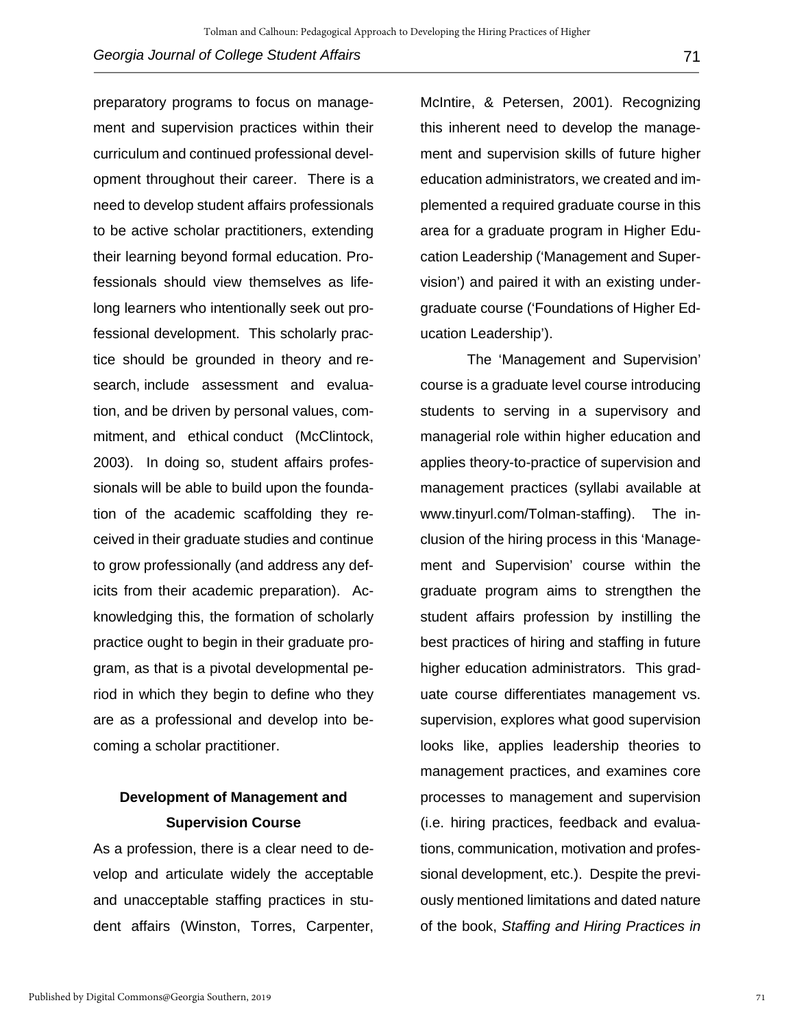preparatory programs to focus on management and supervision practices within their curriculum and continued professional development throughout their career. There is a need to develop student affairs professionals to be active scholar practitioners, extending their learning beyond formal education. Professionals should view themselves as lifelong learners who intentionally seek out professional development. This scholarly practice should be grounded in theory and research, include assessment and evaluation, and be driven by personal values, commitment, and ethical conduct (McClintock, 2003). In doing so, student affairs professionals will be able to build upon the foundation of the academic scaffolding they received in their graduate studies and continue to grow professionally (and address any deficits from their academic preparation). Acknowledging this, the formation of scholarly practice ought to begin in their graduate program, as that is a pivotal developmental period in which they begin to define who they are as a professional and develop into becoming a scholar practitioner.

## Development of Management and Supervision Course

As a profession, there is a clear need to develop and articulate widely the acceptable and unacceptable staffing practices in student affairs (Winston, Torres, Carpenter, McIntire, & Petersen, 2001). Recognizing this inherent need to develop the management and supervision skills of future higher education administrators, we created and implemented a required graduate course in this area for a graduate program in Higher Education Leadership ('Management and Supervision') and paired it with an existing undergraduate course ('Foundations of Higher Education Leadership').

The 'Management and Supervision' course is a graduate level course introducing students to serving in a supervisory and managerial role within higher education and applies theory-to-practice of supervision and management practices (syllabi available at www.tinyurl.com/Tolman-staffing). The inclusion of the hiring process in this 'Management and Supervision' course within the graduate program aims to strengthen the student affairs profession by instilling the best practices of hiring and staffing in future higher education administrators. This graduate course differentiates management vs. supervision, explores what good supervision looks like, applies leadership theories to management practices, and examines core processes to management and supervision (i.e. hiring practices, feedback and evaluations, communication, motivation and professional development, etc.). Despite the previously mentioned limitations and dated nature of the book, *Staffing and Hiring Practices in*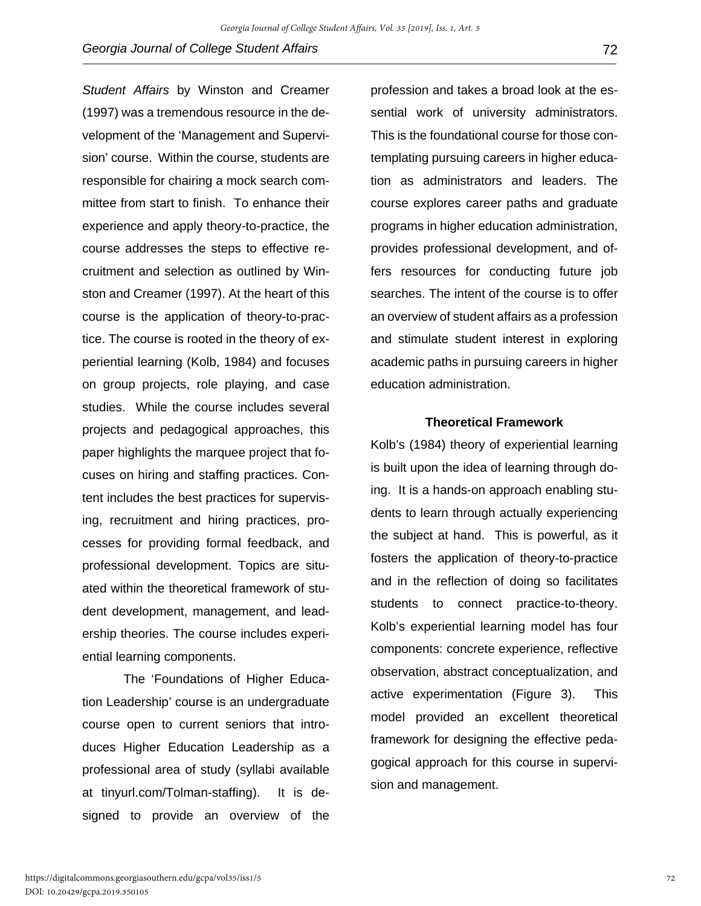*Student Affairs* by Winston and Creamer (1997) was a tremendous resource in the development of the 'Management and Supervision' course. Within the course, students are responsible for chairing a mock search committee from start to finish. To enhance their experience and apply theory-to-practice, the course addresses the steps to effective recruitment and selection as outlined by Winston and Creamer (1997). At the heart of this course is the application of theory-to-practice. The course is rooted in the theory of experiential learning (Kolb, 1984) and focuses on group projects, role playing, and case studies. While the course includes several projects and pedagogical approaches, this paper highlights the marquee project that focuses on hiring and staffing practices. Content includes the best practices for supervising, recruitment and hiring practices, processes for providing formal feedback, and professional development. Topics are situated within the theoretical framework of student development, management, and leadership theories. The course includes experiential learning components.

The 'Foundations of Higher Education Leadership' course is an undergraduate course open to current seniors that introduces Higher Education Leadership as a professional area of study (syllabi available at tinyurl.com/Tolman-staffing). It is designed to provide an overview of the profession and takes a broad look at the essential work of university administrators. This is the foundational course for those contemplating pursuing careers in higher education as administrators and leaders. The course explores career paths and graduate programs in higher education administration, provides professional development, and offers resources for conducting future job searches. The intent of the course is to offer an overview of student affairs as a profession and stimulate student interest in exploring academic paths in pursuing careers in higher education administration.

## Theoretical Framework

Kolb's (1984) theory of experiential learning is built upon the idea of learning through doing. It is a hands-on approach enabling students to learn through actually experiencing the subject at hand. This is powerful, as it fosters the application of theory-to-practice and in the reflection of doing so facilitates students to connect practice-to-theory. Kolb's experiential learning model has four components: concrete experience, reflective observation, abstract conceptualization, and active experimentation (Figure 3). This model provided an excellent theoretical framework for designing the effective pedagogical approach for this course in supervision and management.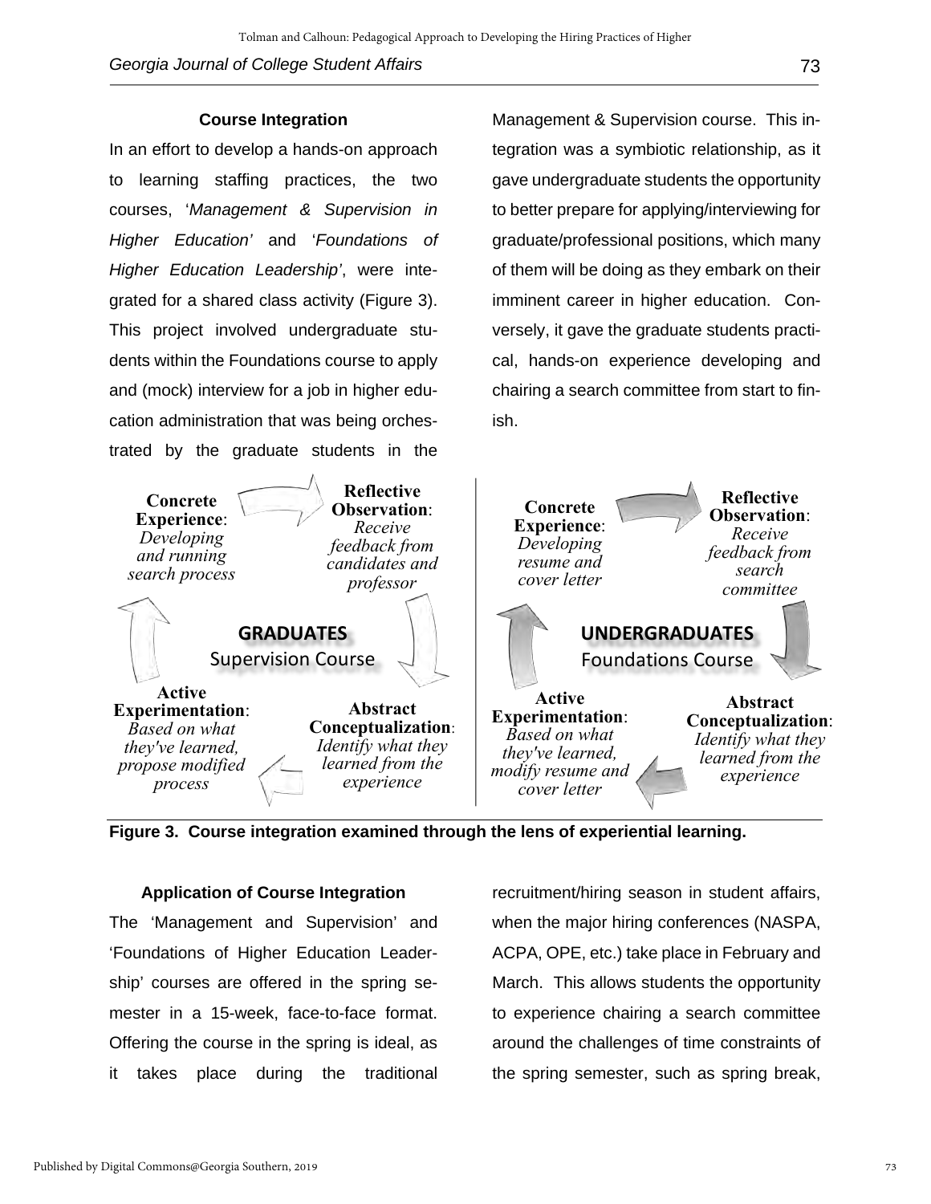### Course Integration

In an effort to develop a hands-on approach to learning staffing practices, the two courses, '*Management & Supervision in Higher Education'* and '*Foundations of Higher Education Leadership'*, were integrated for a shared class activity (Figure 3). This project involved undergraduate students within the Foundations course to apply and (mock) interview for a job in higher education administration that was being orchestrated by the graduate students in the Management & Supervision course. This integration was a symbiotic relationship, as it gave undergraduate students the opportunity to better prepare for applying/interviewing for graduate/professional positions, which many of them will be doing as they embark on their imminent career in higher education. Conversely, it gave the graduate students practical, hands-on experience developing and chairing a search committee from start to finish.

**GRADUATES** Supervision Course

- **Concrete Experience**: *Developing and running search process*
- **Reflective Observation**: *Receive feedback from candidates and professor*
- **Abstract Conceptualization**: *Identify what they learned from the experience*
- **Active Experimentation**: *Based on what they've learned, propose modified process*

**UNDERGRADUATES** Foundations Course

- **Concrete Experience**: *Developing resume and cover letter*
- **Reflective Observation**: *Receive feedback from search committee*
- **Abstract Conceptualization**: *Identify what they learned from the experience*
- **Active Experimentation**: *Based on what they've learned, modify resume and cover letter*

**Figure 3. Course integration examined through the lens of experiential learning.**

### Application of Course Integration

The 'Management and Supervision' and 'Foundations of Higher Education Leadership' courses are offered in the spring semester in a 15-week, face-to-face format. Offering the course in the spring is ideal, as it takes place during the traditional recruitment/hiring season in student affairs, when the major hiring conferences (NASPA, ACPA, OPE, etc.) take place in February and March. This allows students the opportunity to experience chairing a search committee around the challenges of time constraints of the spring semester, such as spring break,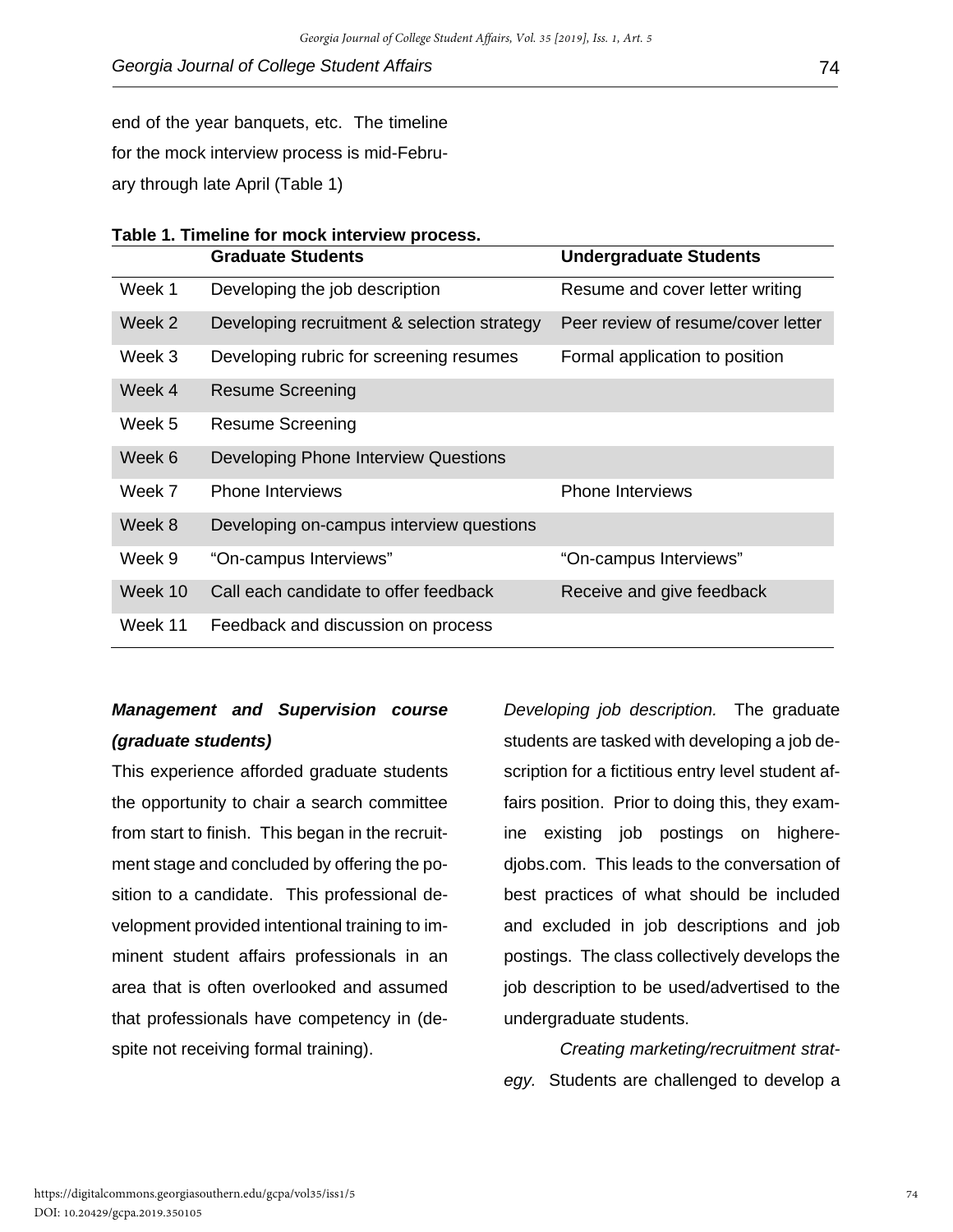end of the year banquets, etc. The timeline for the mock interview process is mid-February through late April (Table 1)

**Table 1. Timeline for mock interview process.**

| | Graduate Students | Undergraduate Students |
|---|---|---|
| Week 1 | Developing the job description | Resume and cover letter writing |
| Week 2 | Developing recruitment & selection strategy | Peer review of resume/cover letter |
| Week 3 | Developing rubric for screening resumes | Formal application to position |
| Week 4 | Resume Screening | |
| Week 5 | Resume Screening | |
| Week 6 | Developing Phone Interview Questions | |
| Week 7 | Phone Interviews | Phone Interviews |
| Week 8 | Developing on-campus interview questions | |
| Week 9 | "On-campus Interviews" | "On-campus Interviews" |
| Week 10 | Call each candidate to offer feedback | Receive and give feedback |
| Week 11 | Feedback and discussion on process | |

***Management and Supervision course (graduate students)***

This experience afforded graduate students the opportunity to chair a search committee from start to finish. This began in the recruitment stage and concluded by offering the position to a candidate. This professional development provided intentional training to imminent student affairs professionals in an area that is often overlooked and assumed that professionals have competency in (despite not receiving formal training).

*Developing job description.* The graduate students are tasked with developing a job description for a fictitious entry level student affairs position. Prior to doing this, they examine existing job postings on higheredjobs.com. This leads to the conversation of best practices of what should be included and excluded in job descriptions and job postings. The class collectively develops the job description to be used/advertised to the undergraduate students.

*Creating marketing/recruitment strategy.* Students are challenged to develop a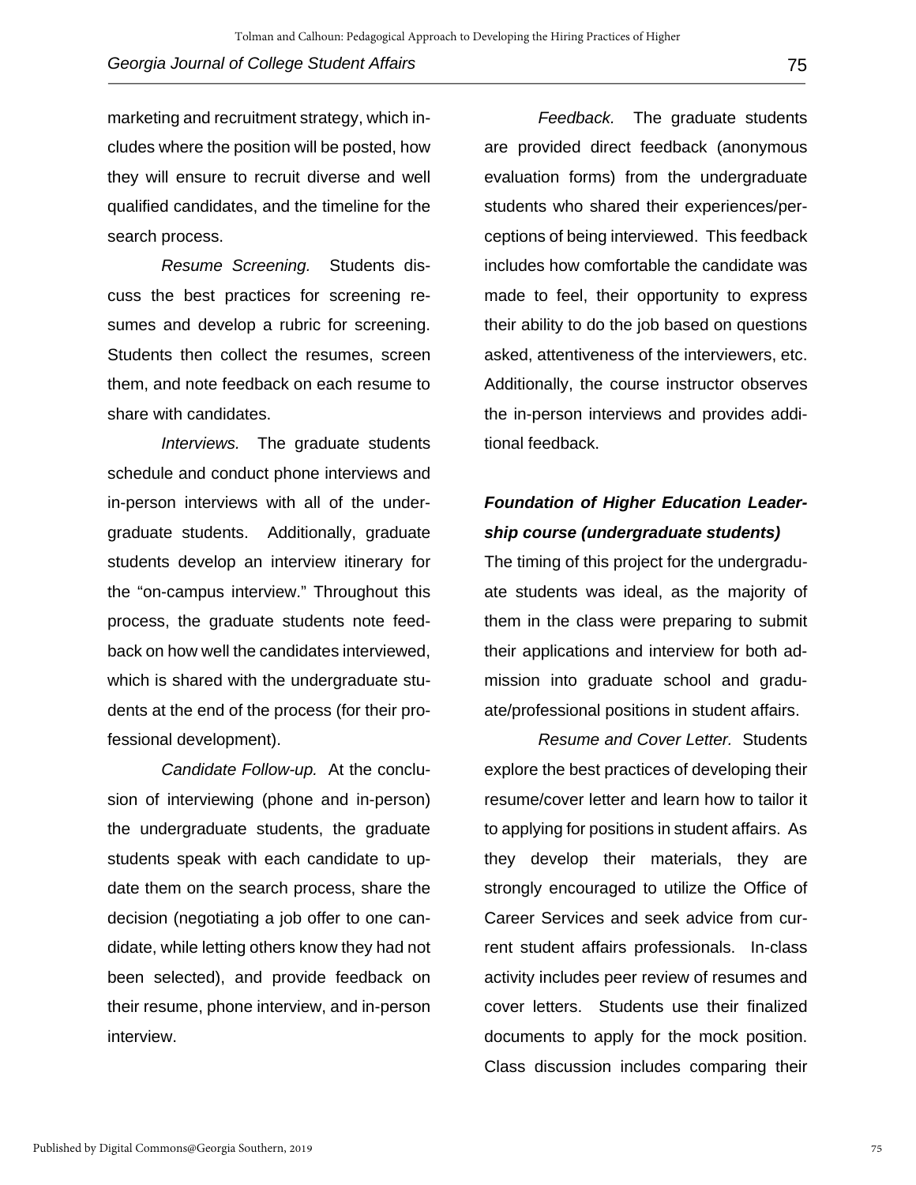marketing and recruitment strategy, which includes where the position will be posted, how they will ensure to recruit diverse and well qualified candidates, and the timeline for the search process.

*Resume Screening.* Students discuss the best practices for screening resumes and develop a rubric for screening. Students then collect the resumes, screen them, and note feedback on each resume to share with candidates.

*Interviews.* The graduate students schedule and conduct phone interviews and in-person interviews with all of the undergraduate students. Additionally, graduate students develop an interview itinerary for the "on-campus interview." Throughout this process, the graduate students note feedback on how well the candidates interviewed, which is shared with the undergraduate students at the end of the process (for their professional development).

*Candidate Follow-up.* At the conclusion of interviewing (phone and in-person) the undergraduate students, the graduate students speak with each candidate to update them on the search process, share the decision (negotiating a job offer to one candidate, while letting others know they had not been selected), and provide feedback on their resume, phone interview, and in-person interview.

*Feedback.* The graduate students are provided direct feedback (anonymous evaluation forms) from the undergraduate students who shared their experiences/perceptions of being interviewed. This feedback includes how comfortable the candidate was made to feel, their opportunity to express their ability to do the job based on questions asked, attentiveness of the interviewers, etc. Additionally, the course instructor observes the in-person interviews and provides additional feedback.

***Foundation of Higher Education Leadership course (undergraduate students)***

The timing of this project for the undergraduate students was ideal, as the majority of them in the class were preparing to submit their applications and interview for both admission into graduate school and graduate/professional positions in student affairs.

*Resume and Cover Letter.* Students explore the best practices of developing their resume/cover letter and learn how to tailor it to applying for positions in student affairs. As they develop their materials, they are strongly encouraged to utilize the Office of Career Services and seek advice from current student affairs professionals. In-class activity includes peer review of resumes and cover letters. Students use their finalized documents to apply for the mock position. Class discussion includes comparing their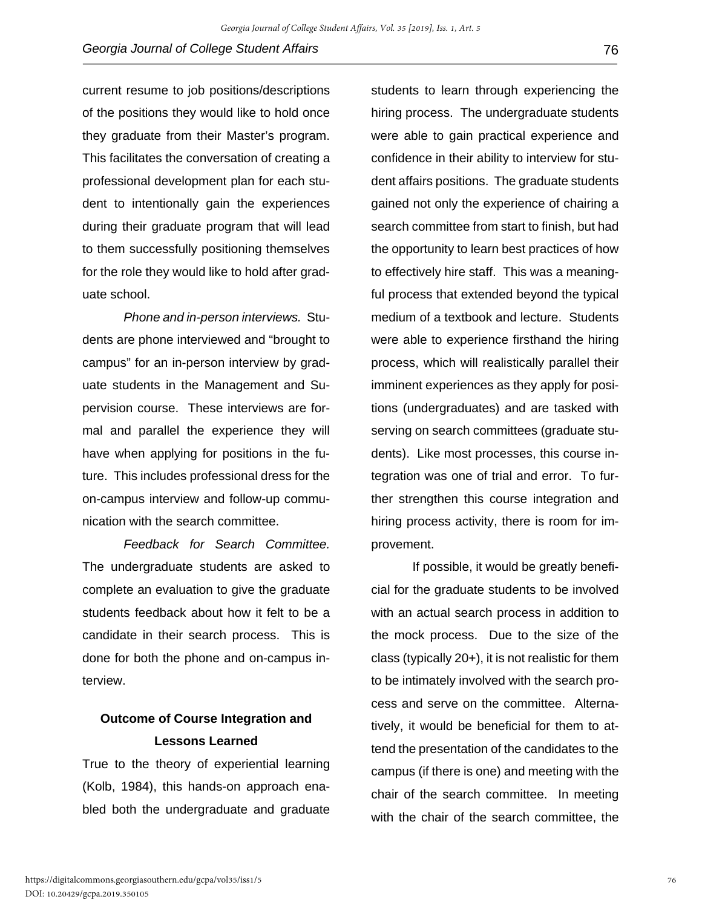current resume to job positions/descriptions of the positions they would like to hold once they graduate from their Master's program. This facilitates the conversation of creating a professional development plan for each student to intentionally gain the experiences during their graduate program that will lead to them successfully positioning themselves for the role they would like to hold after graduate school.

*Phone and in-person interviews.* Students are phone interviewed and "brought to campus" for an in-person interview by graduate students in the Management and Supervision course. These interviews are formal and parallel the experience they will have when applying for positions in the future. This includes professional dress for the on-campus interview and follow-up communication with the search committee.

*Feedback for Search Committee.* The undergraduate students are asked to complete an evaluation to give the graduate students feedback about how it felt to be a candidate in their search process. This is done for both the phone and on-campus interview.

### Outcome of Course Integration and Lessons Learned

True to the theory of experiential learning (Kolb, 1984), this hands-on approach enabled both the undergraduate and graduate students to learn through experiencing the hiring process. The undergraduate students were able to gain practical experience and confidence in their ability to interview for student affairs positions. The graduate students gained not only the experience of chairing a search committee from start to finish, but had the opportunity to learn best practices of how to effectively hire staff. This was a meaningful process that extended beyond the typical medium of a textbook and lecture. Students were able to experience firsthand the hiring process, which will realistically parallel their imminent experiences as they apply for positions (undergraduates) and are tasked with serving on search committees (graduate students). Like most processes, this course integration was one of trial and error. To further strengthen this course integration and hiring process activity, there is room for improvement.

If possible, it would be greatly beneficial for the graduate students to be involved with an actual search process in addition to the mock process. Due to the size of the class (typically 20+), it is not realistic for them to be intimately involved with the search process and serve on the committee. Alternatively, it would be beneficial for them to attend the presentation of the candidates to the campus (if there is one) and meeting with the chair of the search committee. In meeting with the chair of the search committee, the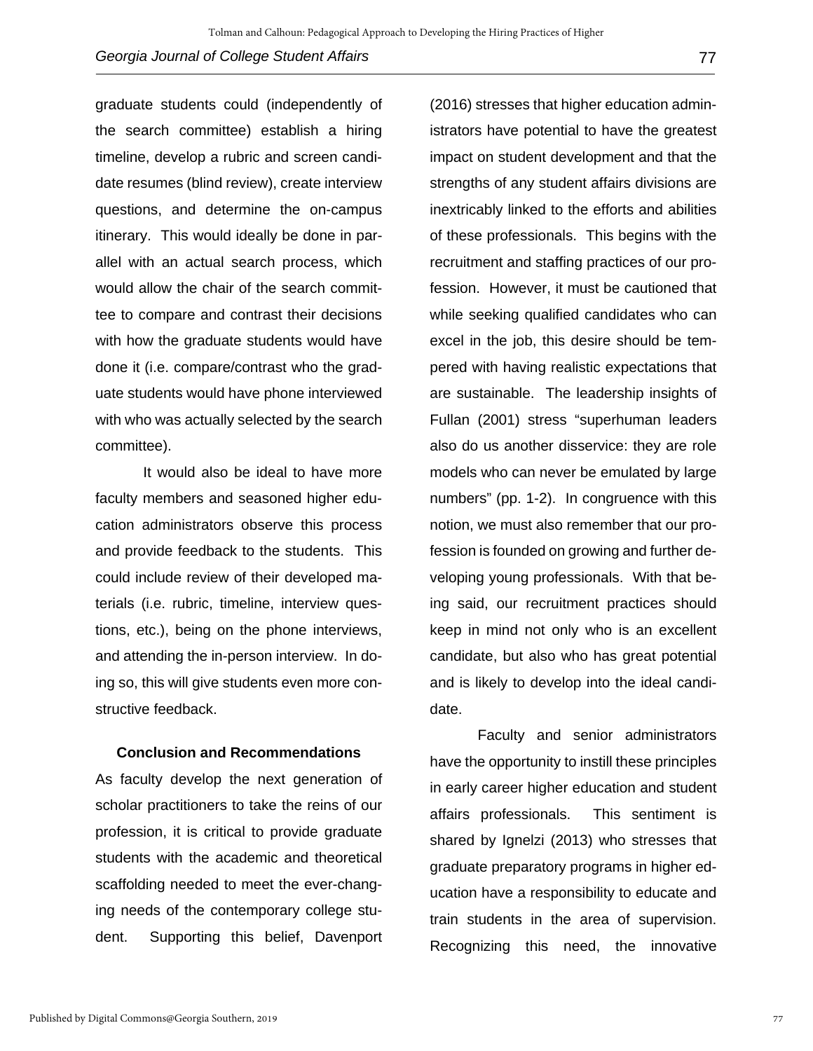graduate students could (independently of the search committee) establish a hiring timeline, develop a rubric and screen candidate resumes (blind review), create interview questions, and determine the on-campus itinerary. This would ideally be done in parallel with an actual search process, which would allow the chair of the search committee to compare and contrast their decisions with how the graduate students would have done it (i.e. compare/contrast who the graduate students would have phone interviewed with who was actually selected by the search committee).

It would also be ideal to have more faculty members and seasoned higher education administrators observe this process and provide feedback to the students. This could include review of their developed materials (i.e. rubric, timeline, interview questions, etc.), being on the phone interviews, and attending the in-person interview. In doing so, this will give students even more constructive feedback.

## Conclusion and Recommendations

As faculty develop the next generation of scholar practitioners to take the reins of our profession, it is critical to provide graduate students with the academic and theoretical scaffolding needed to meet the ever-changing needs of the contemporary college student. Supporting this belief, Davenport (2016) stresses that higher education administrators have potential to have the greatest impact on student development and that the strengths of any student affairs divisions are inextricably linked to the efforts and abilities of these professionals. This begins with the recruitment and staffing practices of our profession. However, it must be cautioned that while seeking qualified candidates who can excel in the job, this desire should be tempered with having realistic expectations that are sustainable. The leadership insights of Fullan (2001) stress "superhuman leaders also do us another disservice: they are role models who can never be emulated by large numbers" (pp. 1-2). In congruence with this notion, we must also remember that our profession is founded on growing and further developing young professionals. With that being said, our recruitment practices should keep in mind not only who is an excellent candidate, but also who has great potential and is likely to develop into the ideal candidate.

Faculty and senior administrators have the opportunity to instill these principles in early career higher education and student affairs professionals. This sentiment is shared by Ignelzi (2013) who stresses that graduate preparatory programs in higher education have a responsibility to educate and train students in the area of supervision. Recognizing this need, the innovative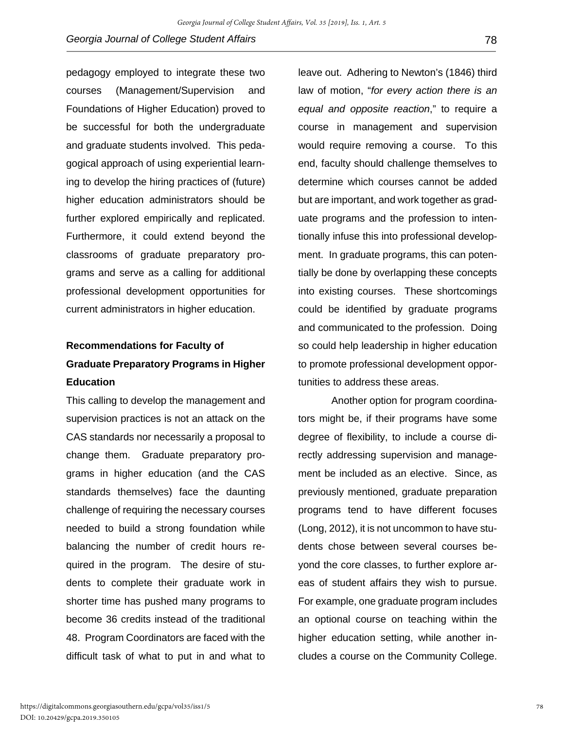pedagogy employed to integrate these two courses (Management/Supervision and Foundations of Higher Education) proved to be successful for both the undergraduate and graduate students involved. This pedagogical approach of using experiential learning to develop the hiring practices of (future) higher education administrators should be further explored empirically and replicated. Furthermore, it could extend beyond the classrooms of graduate preparatory programs and serve as a calling for additional professional development opportunities for current administrators in higher education.

## Recommendations for Faculty of Graduate Preparatory Programs in Higher Education

This calling to develop the management and supervision practices is not an attack on the CAS standards nor necessarily a proposal to change them. Graduate preparatory programs in higher education (and the CAS standards themselves) face the daunting challenge of requiring the necessary courses needed to build a strong foundation while balancing the number of credit hours required in the program. The desire of students to complete their graduate work in shorter time has pushed many programs to become 36 credits instead of the traditional 48. Program Coordinators are faced with the difficult task of what to put in and what to leave out. Adhering to Newton's (1846) third law of motion, "*for every action there is an equal and opposite reaction*," to require a course in management and supervision would require removing a course. To this end, faculty should challenge themselves to determine which courses cannot be added but are important, and work together as graduate programs and the profession to intentionally infuse this into professional development. In graduate programs, this can potentially be done by overlapping these concepts into existing courses. These shortcomings could be identified by graduate programs and communicated to the profession. Doing so could help leadership in higher education to promote professional development opportunities to address these areas.

Another option for program coordinators might be, if their programs have some degree of flexibility, to include a course directly addressing supervision and management be included as an elective. Since, as previously mentioned, graduate preparation programs tend to have different focuses (Long, 2012), it is not uncommon to have students chose between several courses beyond the core classes, to further explore areas of student affairs they wish to pursue. For example, one graduate program includes an optional course on teaching within the higher education setting, while another includes a course on the Community College.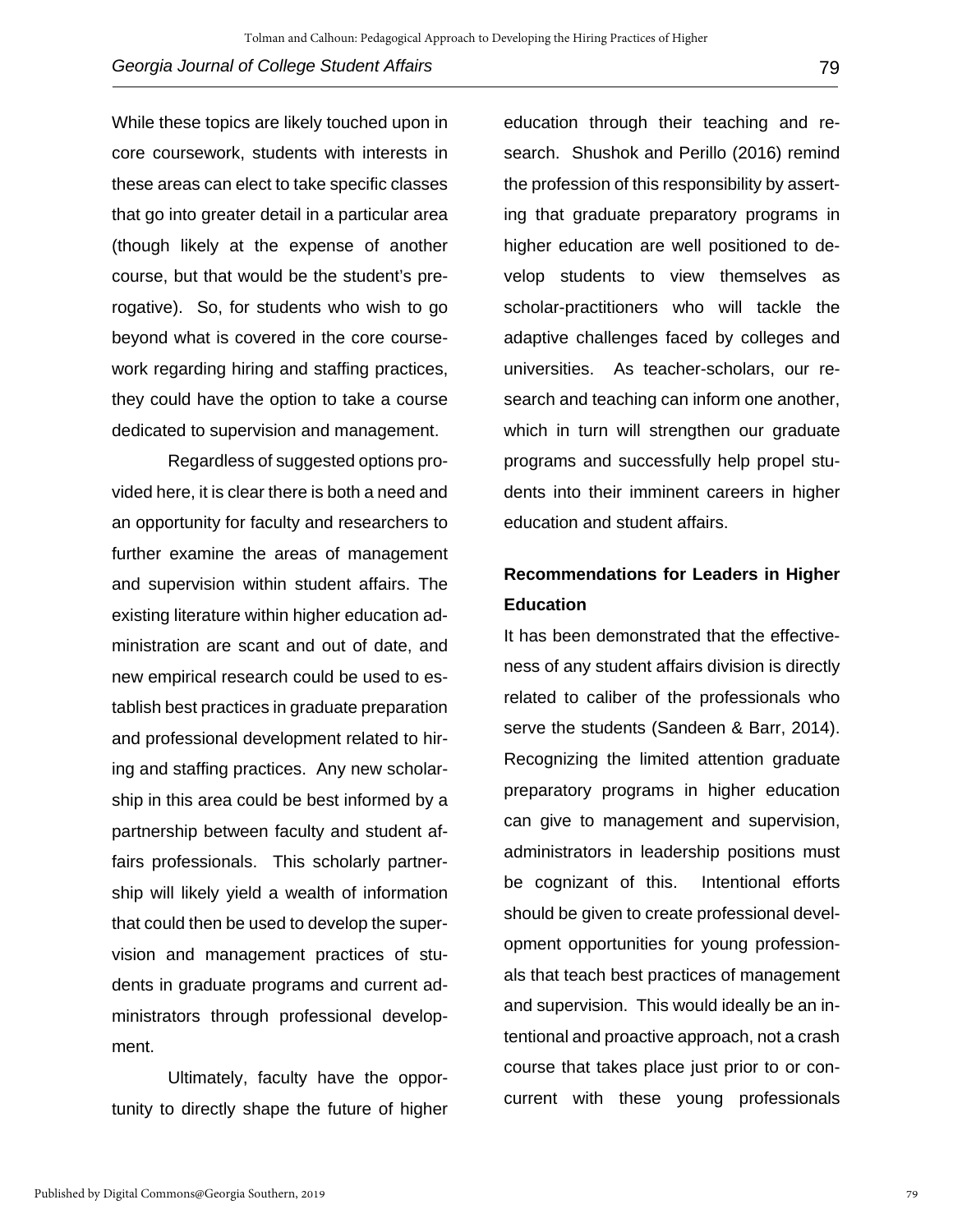While these topics are likely touched upon in core coursework, students with interests in these areas can elect to take specific classes that go into greater detail in a particular area (though likely at the expense of another course, but that would be the student's prerogative). So, for students who wish to go beyond what is covered in the core coursework regarding hiring and staffing practices, they could have the option to take a course dedicated to supervision and management.

Regardless of suggested options provided here, it is clear there is both a need and an opportunity for faculty and researchers to further examine the areas of management and supervision within student affairs. The existing literature within higher education administration are scant and out of date, and new empirical research could be used to establish best practices in graduate preparation and professional development related to hiring and staffing practices. Any new scholarship in this area could be best informed by a partnership between faculty and student affairs professionals. This scholarly partnership will likely yield a wealth of information that could then be used to develop the supervision and management practices of students in graduate programs and current administrators through professional development.

Ultimately, faculty have the opportunity to directly shape the future of higher education through their teaching and research. Shushok and Perillo (2016) remind the profession of this responsibility by asserting that graduate preparatory programs in higher education are well positioned to develop students to view themselves as scholar-practitioners who will tackle the adaptive challenges faced by colleges and universities. As teacher-scholars, our research and teaching can inform one another, which in turn will strengthen our graduate programs and successfully help propel students into their imminent careers in higher education and student affairs.

## Recommendations for Leaders in Higher Education

It has been demonstrated that the effectiveness of any student affairs division is directly related to caliber of the professionals who serve the students (Sandeen & Barr, 2014). Recognizing the limited attention graduate preparatory programs in higher education can give to management and supervision, administrators in leadership positions must be cognizant of this. Intentional efforts should be given to create professional development opportunities for young professionals that teach best practices of management and supervision. This would ideally be an intentional and proactive approach, not a crash course that takes place just prior to or concurrent with these young professionals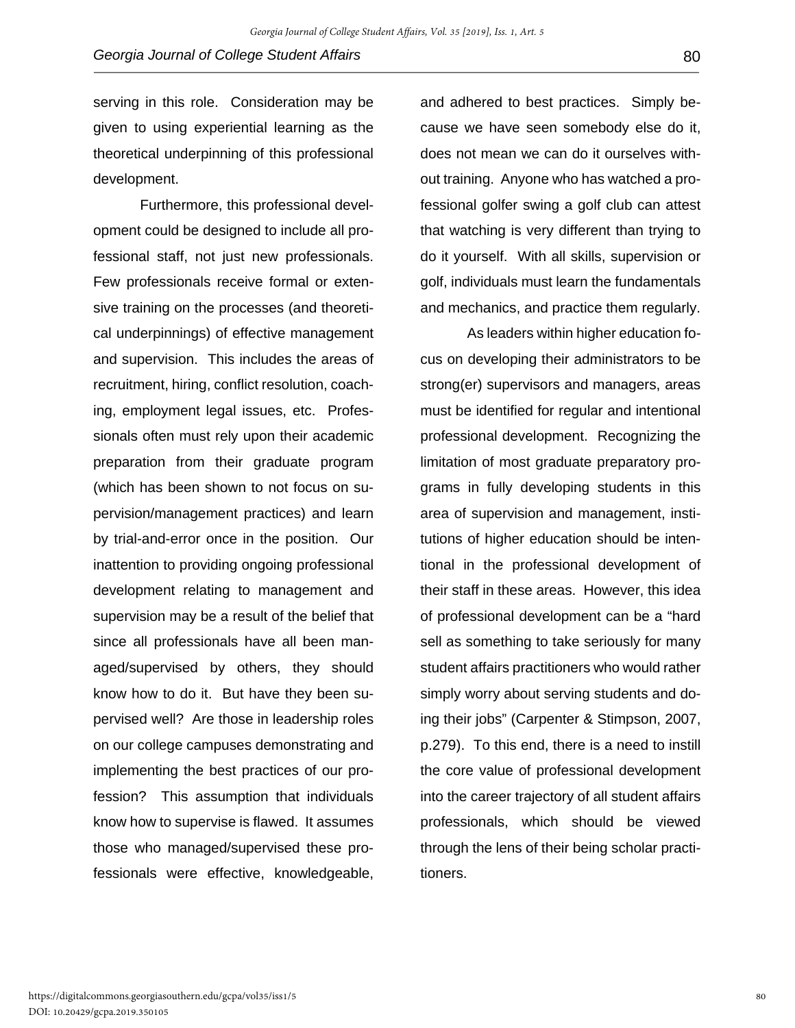serving in this role. Consideration may be given to using experiential learning as the theoretical underpinning of this professional development.

Furthermore, this professional development could be designed to include all professional staff, not just new professionals. Few professionals receive formal or extensive training on the processes (and theoretical underpinnings) of effective management and supervision. This includes the areas of recruitment, hiring, conflict resolution, coaching, employment legal issues, etc. Professionals often must rely upon their academic preparation from their graduate program (which has been shown to not focus on supervision/management practices) and learn by trial-and-error once in the position. Our inattention to providing ongoing professional development relating to management and supervision may be a result of the belief that since all professionals have all been managed/supervised by others, they should know how to do it. But have they been supervised well? Are those in leadership roles on our college campuses demonstrating and implementing the best practices of our profession? This assumption that individuals know how to supervise is flawed. It assumes those who managed/supervised these professionals were effective, knowledgeable, and adhered to best practices. Simply because we have seen somebody else do it, does not mean we can do it ourselves without training. Anyone who has watched a professional golfer swing a golf club can attest that watching is very different than trying to do it yourself. With all skills, supervision or golf, individuals must learn the fundamentals and mechanics, and practice them regularly.

As leaders within higher education focus on developing their administrators to be strong(er) supervisors and managers, areas must be identified for regular and intentional professional development. Recognizing the limitation of most graduate preparatory programs in fully developing students in this area of supervision and management, institutions of higher education should be intentional in the professional development of their staff in these areas. However, this idea of professional development can be a "hard sell as something to take seriously for many student affairs practitioners who would rather simply worry about serving students and doing their jobs" (Carpenter & Stimpson, 2007, p.279). To this end, there is a need to instill the core value of professional development into the career trajectory of all student affairs professionals, which should be viewed through the lens of their being scholar practitioners.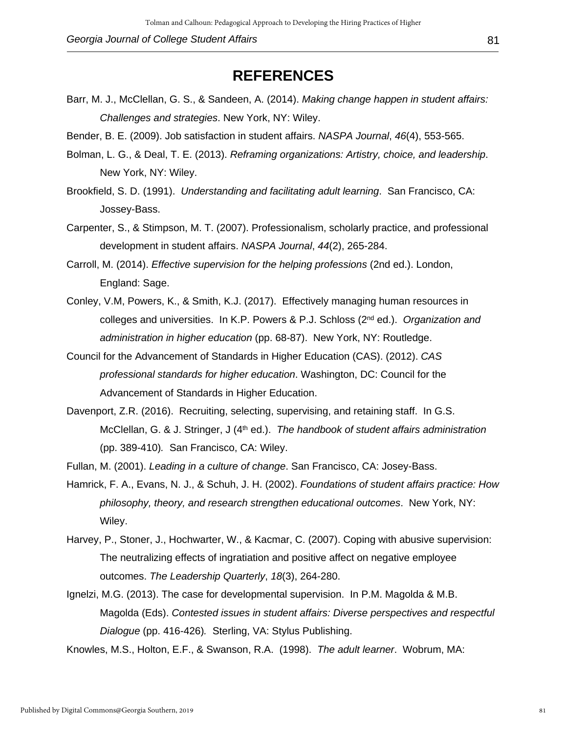# REFERENCES

Barr, M. J., McClellan, G. S., & Sandeen, A. (2014). *Making change happen in student affairs: Challenges and strategies*. New York, NY: Wiley.

Bender, B. E. (2009). Job satisfaction in student affairs. *NASPA Journal*, *46*(4), 553-565.

Bolman, L. G., & Deal, T. E. (2013). *Reframing organizations: Artistry, choice, and leadership*. New York, NY: Wiley.

Brookfield, S. D. (1991). *Understanding and facilitating adult learning*. San Francisco, CA: Jossey-Bass.

Carpenter, S., & Stimpson, M. T. (2007). Professionalism, scholarly practice, and professional development in student affairs. *NASPA Journal*, *44*(2), 265-284.

Carroll, M. (2014). *Effective supervision for the helping professions* (2nd ed.). London, England: Sage.

Conley, V.M, Powers, K., & Smith, K.J. (2017). Effectively managing human resources in colleges and universities. In K.P. Powers & P.J. Schloss (2nd ed.). *Organization and administration in higher education* (pp. 68-87). New York, NY: Routledge.

Council for the Advancement of Standards in Higher Education (CAS). (2012). *CAS professional standards for higher education*. Washington, DC: Council for the Advancement of Standards in Higher Education.

Davenport, Z.R. (2016). Recruiting, selecting, supervising, and retaining staff. In G.S. McClellan, G. & J. Stringer, J (4th ed.). *The handbook of student affairs administration* (pp. 389-410). San Francisco, CA: Wiley.

Fullan, M. (2001). *Leading in a culture of change*. San Francisco, CA: Josey-Bass.

Hamrick, F. A., Evans, N. J., & Schuh, J. H. (2002). *Foundations of student affairs practice: How philosophy, theory, and research strengthen educational outcomes*. New York, NY: Wiley.

Harvey, P., Stoner, J., Hochwarter, W., & Kacmar, C. (2007). Coping with abusive supervision: The neutralizing effects of ingratiation and positive affect on negative employee outcomes. *The Leadership Quarterly*, *18*(3), 264-280.

Ignelzi, M.G. (2013). The case for developmental supervision. In P.M. Magolda & M.B. Magolda (Eds). *Contested issues in student affairs: Diverse perspectives and respectful Dialogue* (pp. 416-426). Sterling, VA: Stylus Publishing.

Knowles, M.S., Holton, E.F., & Swanson, R.A. (1998). *The adult learner*. Wobrum, MA: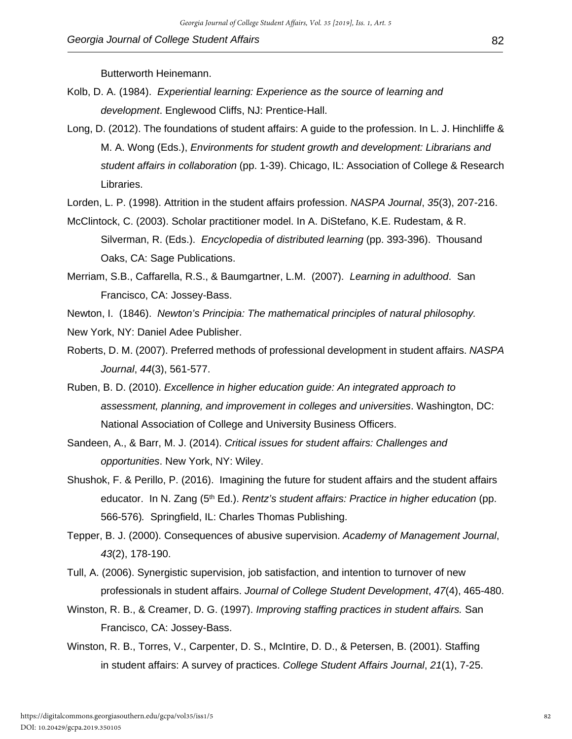Butterworth Heinemann.

Kolb, D. A. (1984). *Experiential learning: Experience as the source of learning and development*. Englewood Cliffs, NJ: Prentice-Hall.

Long, D. (2012). The foundations of student affairs: A guide to the profession. In L. J. Hinchliffe & M. A. Wong (Eds.), *Environments for student growth and development: Librarians and student affairs in collaboration* (pp. 1-39). Chicago, IL: Association of College & Research Libraries.

Lorden, L. P. (1998). Attrition in the student affairs profession. *NASPA Journal*, *35*(3), 207-216.

McClintock, C. (2003). Scholar practitioner model. In A. DiStefano, K.E. Rudestam, & R. Silverman, R. (Eds.). *Encyclopedia of distributed learning* (pp. 393-396). Thousand Oaks, CA: Sage Publications.

Merriam, S.B., Caffarella, R.S., & Baumgartner, L.M. (2007). *Learning in adulthood*. San Francisco, CA: Jossey-Bass.

Newton, I. (1846). *Newton's Principia: The mathematical principles of natural philosophy.* New York, NY: Daniel Adee Publisher.

Roberts, D. M. (2007). Preferred methods of professional development in student affairs. *NASPA Journal*, *44*(3), 561-577.

Ruben, B. D. (2010). *Excellence in higher education guide: An integrated approach to assessment, planning, and improvement in colleges and universities*. Washington, DC: National Association of College and University Business Officers.

Sandeen, A., & Barr, M. J. (2014). *Critical issues for student affairs: Challenges and opportunities*. New York, NY: Wiley.

Shushok, F. & Perillo, P. (2016). Imagining the future for student affairs and the student affairs educator. In N. Zang (5th Ed.). *Rentz's student affairs: Practice in higher education* (pp. 566-576). Springfield, IL: Charles Thomas Publishing.

Tepper, B. J. (2000). Consequences of abusive supervision. *Academy of Management Journal*, *43*(2), 178-190.

Tull, A. (2006). Synergistic supervision, job satisfaction, and intention to turnover of new professionals in student affairs. *Journal of College Student Development*, *47*(4), 465-480.

Winston, R. B., & Creamer, D. G. (1997). *Improving staffing practices in student affairs.* San Francisco, CA: Jossey-Bass.

Winston, R. B., Torres, V., Carpenter, D. S., McIntire, D. D., & Petersen, B. (2001). Staffing in student affairs: A survey of practices. *College Student Affairs Journal*, *21*(1), 7-25.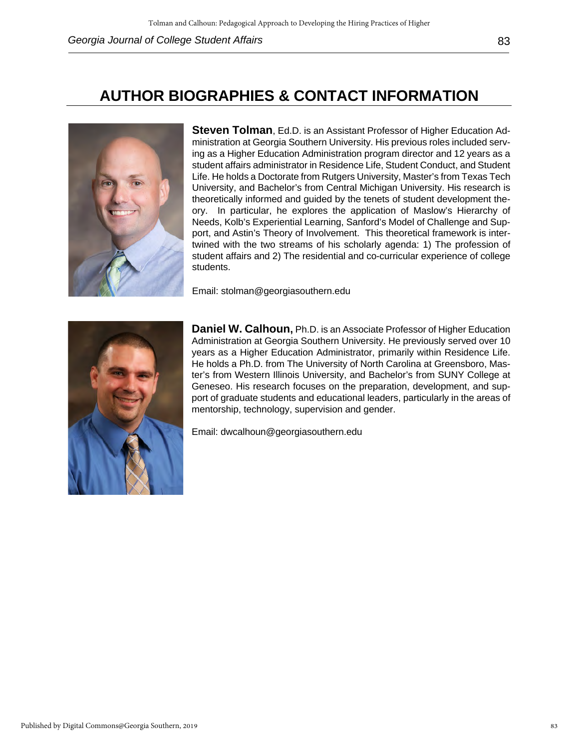# AUTHOR BIOGRAPHIES & CONTACT INFORMATION

**Steven Tolman**, Ed.D. is an Assistant Professor of Higher Education Administration at Georgia Southern University. His previous roles included serving as a Higher Education Administration program director and 12 years as a student affairs administrator in Residence Life, Student Conduct, and Student Life. He holds a Doctorate from Rutgers University, Master's from Texas Tech University, and Bachelor's from Central Michigan University. His research is theoretically informed and guided by the tenets of student development theory. In particular, he explores the application of Maslow's Hierarchy of Needs, Kolb's Experiential Learning, Sanford's Model of Challenge and Support, and Astin's Theory of Involvement. This theoretical framework is intertwined with the two streams of his scholarly agenda: 1) The profession of student affairs and 2) The residential and co-curricular experience of college students.

Email: stolman@georgiasouthern.edu

**Daniel W. Calhoun,** Ph.D. is an Associate Professor of Higher Education Administration at Georgia Southern University. He previously served over 10 years as a Higher Education Administrator, primarily within Residence Life. He holds a Ph.D. from The University of North Carolina at Greensboro, Master's from Western Illinois University, and Bachelor's from SUNY College at Geneseo. His research focuses on the preparation, development, and support of graduate students and educational leaders, particularly in the areas of mentorship, technology, supervision and gender.

Email: dwcalhoun@georgiasouthern.edu